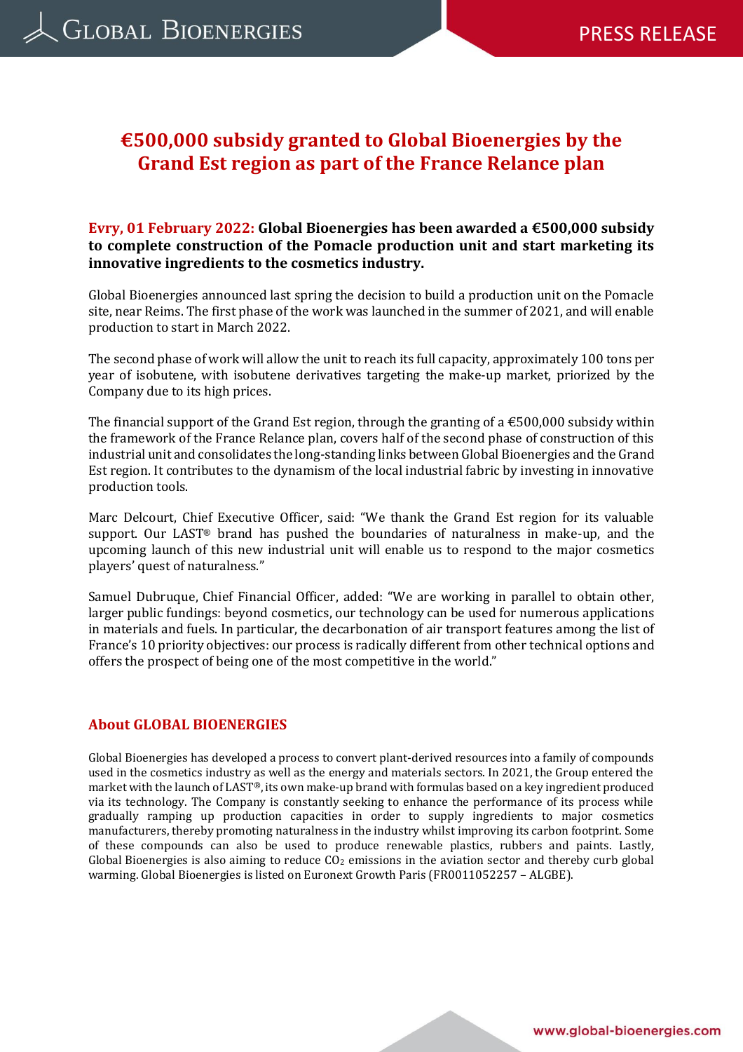# €500,000 subsidy granted to Global Bioenergies by the Grand Est region as part of the France Relance plan

**Evry, 01 February 2022: Global Bioenergies has been awarded a €500,000 subsidy to complete construction of the Pomacle production unit and start marketing its innovative ingredients to the cosmetics industry.**

Global Bioenergies announced last spring the decision to build a production unit on the Pomacle site, near Reims. The first phase of the work was launched in the summer of 2021, and will enable production to start in March 2022.

The second phase of work will allow the unit to reach its full capacity, approximately 100 tons per year of isobutene, with isobutene derivatives targeting the make-up market, priorized by the Company due to its high prices.

The financial support of the Grand Est region, through the granting of a €500,000 subsidy within the framework of the France Relance plan, covers half of the second phase of construction of this industrial unit and consolidates the long-standing links between Global Bioenergies and the Grand Est region. It contributes to the dynamism of the local industrial fabric by investing in innovative production tools.

Marc Delcourt, Chief Executive Officer, said: "We thank the Grand Est region for its valuable support. Our LAST® brand has pushed the boundaries of naturalness in make-up, and the upcoming launch of this new industrial unit will enable us to respond to the major cosmetics players' quest of naturalness."

Samuel Dubruque, Chief Financial Officer, added: "We are working in parallel to obtain other, larger public fundings: beyond cosmetics, our technology can be used for numerous applications in materials and fuels. In particular, the decarbonation of air transport features among the list of France's 10 priority objectives: our process is radically different from other technical options and offers the prospect of being one of the most competitive in the world."

## About GLOBAL BIOENERGIES

Global Bioenergies has developed a process to convert plant-derived resources into a family of compounds used in the cosmetics industry as well as the energy and materials sectors. In 2021, the Group entered the market with the launch of LAST®, its own make-up brand with formulas based on a key ingredient produced via its technology. The Company is constantly seeking to enhance the performance of its process while gradually ramping up production capacities in order to supply ingredients to major cosmetics manufacturers, thereby promoting naturalness in the industry whilst improving its carbon footprint. Some of these compounds can also be used to produce renewable plastics, rubbers and paints. Lastly, Global Bioenergies is also aiming to reduce $CO_2$ emissions in the aviation sector and thereby curb global warming. Global Bioenergies is listed on Euronext Growth Paris (FR0011052257 – ALGBE).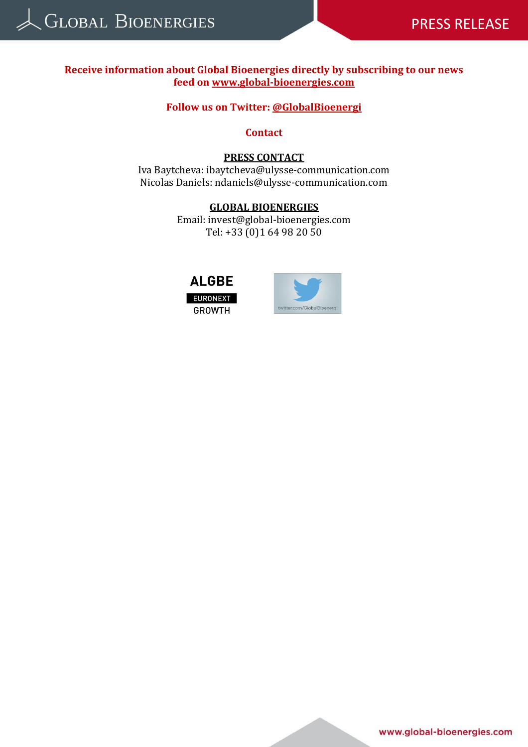**Receive information about Global Bioenergies directly by subscribing to our news feed on [www.global-bioenergies.com](http://www.global-bioenergies.com)**

**Follow us on Twitter: [@GlobalBioenergi](https://twitter.com/GlobalBioenergi)**

**Contact**

**PRESS CONTACT**
Iva Baytcheva: ibaytcheva@ulysse-communication.com
Nicolas Daniels: ndaniels@ulysse-communication.com

**GLOBAL BIOENERGIES**
Email: invest@global-bioenergies.com
Tel: +33 (0)1 64 98 20 50

ALGBE
EURONEXT
GROWTH

twitter.com/GlobalBioenergi